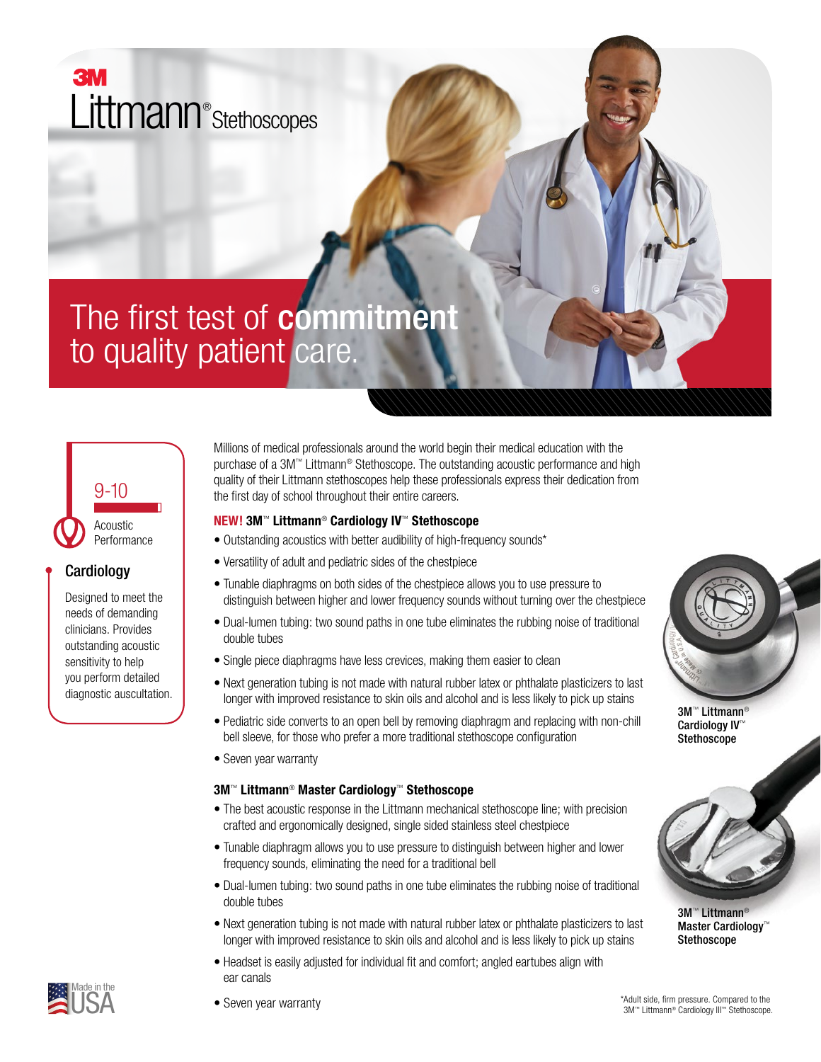3M Littmann® Stethoscopes

# The first test of **commitment** to quality patient care.

9-10

Acoustic Performance

## Cardiology

Designed to meet the needs of demanding clinicians. Provides outstanding acoustic sensitivity to help you perform detailed diagnostic auscultation.

Millions of medical professionals around the world begin their medical education with the purchase of a 3M™ Littmann® Stethoscope. The outstanding acoustic performance and high quality of their Littmann stethoscopes help these professionals express their dedication from the first day of school throughout their entire careers.

### NEW! 3M™ Littmann® Cardiology IV™ Stethoscope

- Outstanding acoustics with better audibility of high-frequency sounds*
- Versatility of adult and pediatric sides of the chestpiece
- Tunable diaphragms on both sides of the chestpiece allows you to use pressure to distinguish between higher and lower frequency sounds without turning over the chestpiece
- Dual-lumen tubing: two sound paths in one tube eliminates the rubbing noise of traditional double tubes
- Single piece diaphragms have less crevices, making them easier to clean
- Next generation tubing is not made with natural rubber latex or phthalate plasticizers to last longer with improved resistance to skin oils and alcohol and is less likely to pick up stains
- Pediatric side converts to an open bell by removing diaphragm and replacing with non-chill bell sleeve, for those who prefer a more traditional stethoscope configuration
- Seven year warranty

3M™ Littmann® Cardiology IV™ Stethoscope

### 3M™ Littmann® Master Cardiology™ Stethoscope

- The best acoustic response in the Littmann mechanical stethoscope line; with precision crafted and ergonomically designed, single sided stainless steel chestpiece
- Tunable diaphragm allows you to use pressure to distinguish between higher and lower frequency sounds, eliminating the need for a traditional bell
- Dual-lumen tubing: two sound paths in one tube eliminates the rubbing noise of traditional double tubes
- Next generation tubing is not made with natural rubber latex or phthalate plasticizers to last longer with improved resistance to skin oils and alcohol and is less likely to pick up stains
- Headset is easily adjusted for individual fit and comfort; angled eartubes align with ear canals
- Seven year warranty

3M™ Littmann® Master Cardiology™ Stethoscope

Made in the USA

*Adult side, firm pressure. Compared to the 3M™ Littmann® Cardiology III™ Stethoscope.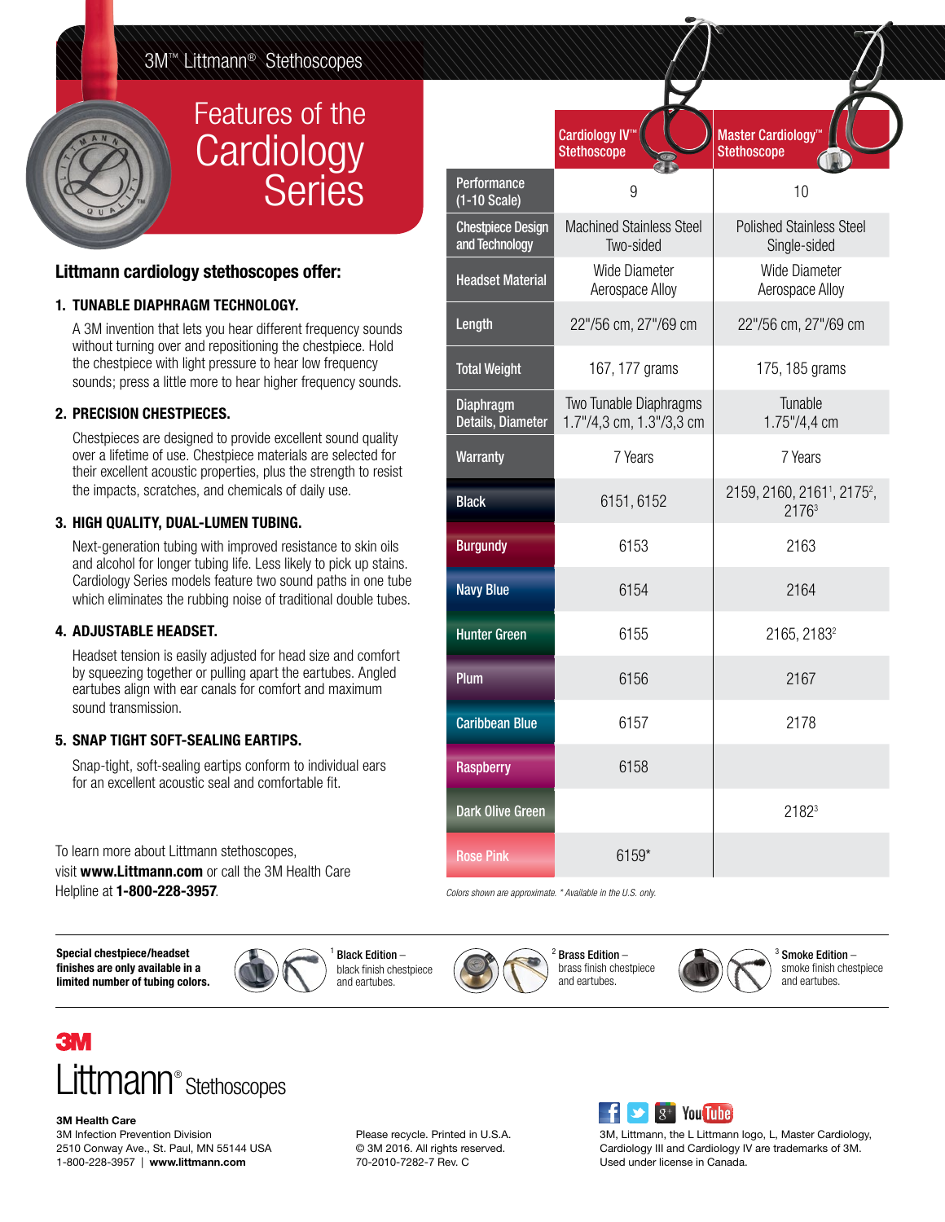3M™ Littmann® Stethoscopes

# Features of the Cardiology Series

## Littmann cardiology stethoscopes offer:

### 1. TUNABLE DIAPHRAGM TECHNOLOGY.

A 3M invention that lets you hear different frequency sounds without turning over and repositioning the chestpiece. Hold the chestpiece with light pressure to hear low frequency sounds; press a little more to hear higher frequency sounds.

### 2. PRECISION CHESTPIECES.

Chestpieces are designed to provide excellent sound quality over a lifetime of use. Chestpiece materials are selected for their excellent acoustic properties, plus the strength to resist the impacts, scratches, and chemicals of daily use.

### 3. HIGH QUALITY, DUAL-LUMEN TUBING.

Next-generation tubing with improved resistance to skin oils and alcohol for longer tubing life. Less likely to pick up stains. Cardiology Series models feature two sound paths in one tube which eliminates the rubbing noise of traditional double tubes.

### 4. ADJUSTABLE HEADSET.

Headset tension is easily adjusted for head size and comfort by squeezing together or pulling apart the eartubes. Angled eartubes align with ear canals for comfort and maximum sound transmission.

### 5. SNAP TIGHT SOFT-SEALING EARTIPS.

Snap-tight, soft-sealing eartips conform to individual ears for an excellent acoustic seal and comfortable fit.

To learn more about Littmann stethoscopes, visit **www.Littmann.com** or call the 3M Health Care Helpline at **1-800-228-3957**.

| | Cardiology IV™ Stethoscope | Master Cardiology™ Stethoscope |
|---|---|---|
| Performance (1-10 Scale) | 9 | 10 |
| Chestpiece Design and Technology | Machined Stainless Steel Two-sided | Polished Stainless Steel Single-sided |
| Headset Material | Wide Diameter Aerospace Alloy | Wide Diameter Aerospace Alloy |
| Length | 22"/56 cm, 27"/69 cm | 22"/56 cm, 27"/69 cm |
| Total Weight | 167, 177 grams | 175, 185 grams |
| Diaphragm Details, Diameter | Two Tunable Diaphragms 1.7"/4,3 cm, 1.3"/3,3 cm | Tunable 1.75"/4,4 cm |
| Warranty | 7 Years | 7 Years |
| Black | 6151, 6152 | 2159, 2160, 2161[1], 2175[2], 2176[3] |
| Burgundy | 6153 | 2163 |
| Navy Blue | 6154 | 2164 |
| Hunter Green | 6155 | 2165, 2183[2] |
| Plum | 6156 | 2167 |
| Caribbean Blue | 6157 | 2178 |
| Raspberry | 6158 | |
| Dark Olive Green | | 2182[3] |
| Rose Pink | 6159* | |

*Colors shown are approximate. * Available in the U.S. only.*

**Special chestpiece/headset finishes are only available in a limited number of tubing colors.**

[1] **Black Edition** – black finish chestpiece and eartubes.

[2] **Brass Edition** – brass finish chestpiece and eartubes.

[3] **Smoke Edition** – smoke finish chestpiece and eartubes.

3M Littmann® Stethoscopes

**3M Health Care**
3M Infection Prevention Division
2510 Conway Ave., St. Paul, MN 55144 USA
1-800-228-3957 | **www.littmann.com**

Please recycle. Printed in U.S.A.
© 3M 2016. All rights reserved.
70-2010-7282-7 Rev. C

3M, Littmann, the L Littmann logo, L, Master Cardiology, Cardiology III and Cardiology IV are trademarks of 3M. Used under license in Canada.